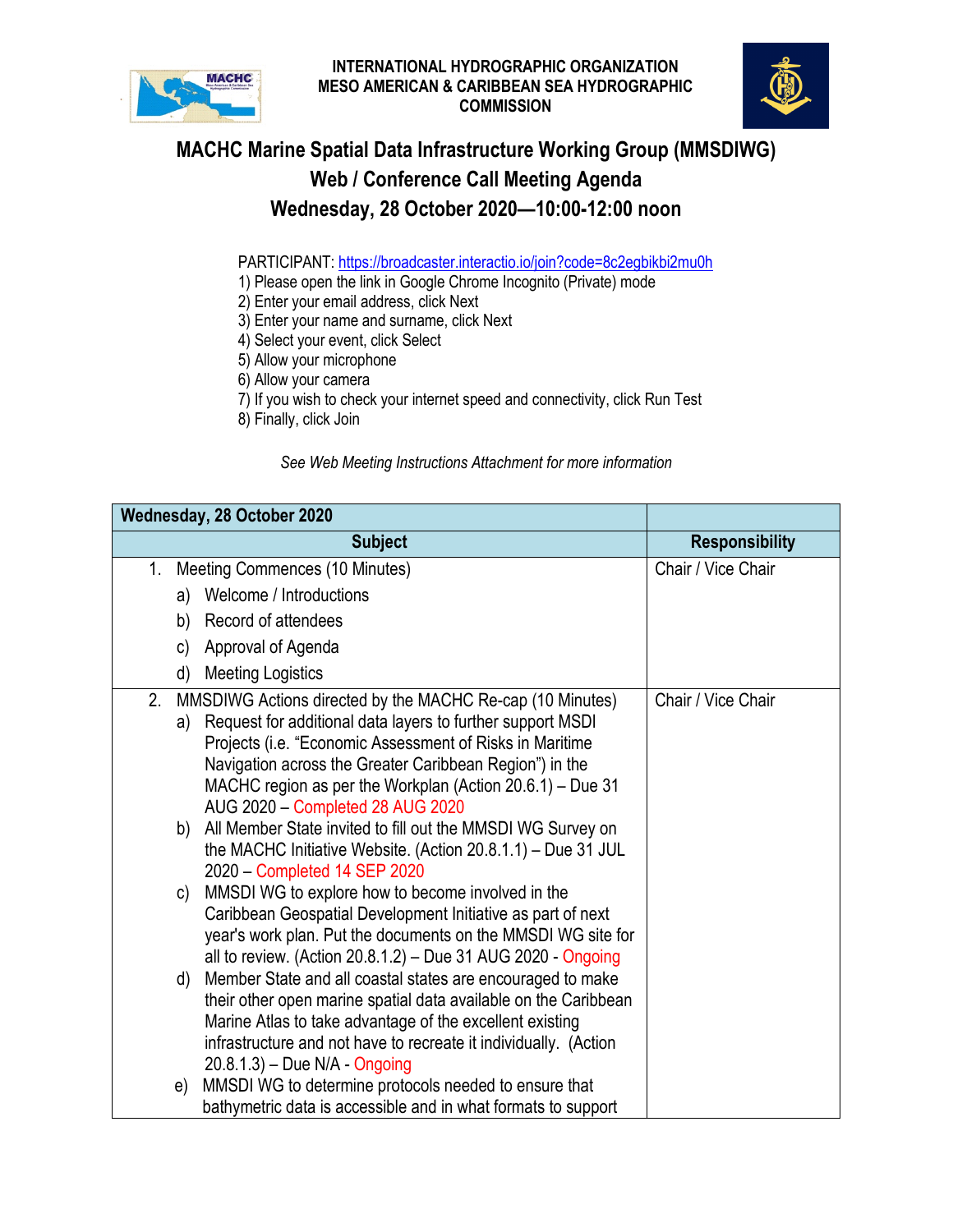INTERNATIONAL HYDROGRAPHIC ORGANIZATION
MESO AMERICAN & CARIBBEAN SEA HYDROGRAPHIC COMMISSION

# MACHC Marine Spatial Data Infrastructure Working Group (MMSDIWG)

## Web / Conference Call Meeting Agenda

## Wednesday, 28 October 2020—10:00-12:00 noon

PARTICIPANT: https://broadcaster.interactio.io/join?code=8c2egbikbi2mu0h

1) Please open the link in Google Chrome Incognito (Private) mode
2) Enter your email address, click Next
3) Enter your name and surname, click Next
4) Select your event, click Select
5) Allow your microphone
6) Allow your camera
7) If you wish to check your internet speed and connectivity, click Run Test
8) Finally, click Join

*See Web Meeting Instructions Attachment for more information*

| Wednesday, 28 October 2020 | |
|---|---|
| **Subject** | **Responsibility** |
| 1. Meeting Commences (10 Minutes)<br>a) Welcome / Introductions<br>b) Record of attendees<br>c) Approval of Agenda<br>d) Meeting Logistics | Chair / Vice Chair |
| 2. MMSDIWG Actions directed by the MACHC Re-cap (10 Minutes)<br>a) Request for additional data layers to further support MSDI Projects (i.e. "Economic Assessment of Risks in Maritime Navigation across the Greater Caribbean Region") in the MACHC region as per the Workplan (Action 20.6.1) – Due 31 AUG 2020 – Completed 28 AUG 2020<br>b) All Member State invited to fill out the MMSDI WG Survey on the MACHC Initiative Website. (Action 20.8.1.1) – Due 31 JUL 2020 – Completed 14 SEP 2020<br>c) MMSDI WG to explore how to become involved in the Caribbean Geospatial Development Initiative as part of next year's work plan. Put the documents on the MMSDI WG site for all to review. (Action 20.8.1.2) – Due 31 AUG 2020 - Ongoing<br>d) Member State and all coastal states are encouraged to make their other open marine spatial data available on the Caribbean Marine Atlas to take advantage of the excellent existing infrastructure and not have to recreate it individually. (Action 20.8.1.3) – Due N/A - Ongoing<br>e) MMSDI WG to determine protocols needed to ensure that bathymetric data is accessible and in what formats to support | Chair / Vice Chair |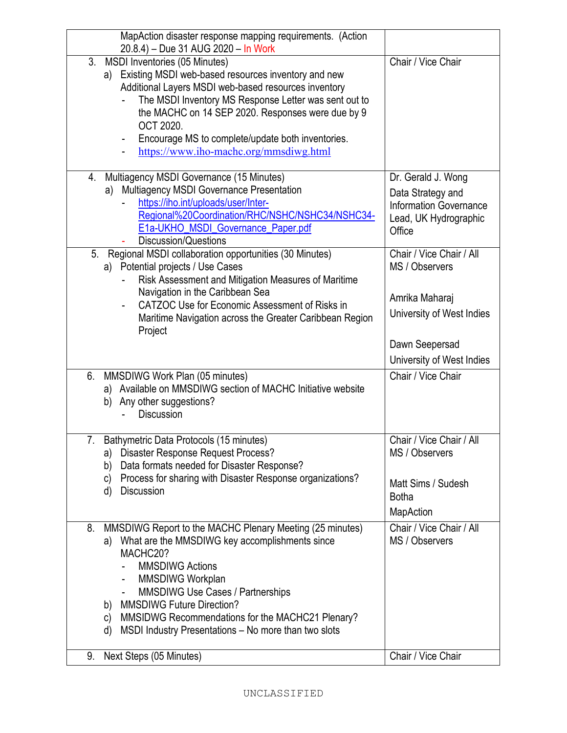| | |
|---|---|
| MapAction disaster response mapping requirements. (Action 20.8.4) – Due 31 AUG 2020 – In Work | |
| 3. MSDI Inventories (05 Minutes)<br>a) Existing MSDI web-based resources inventory and new Additional Layers MSDI web-based resources inventory<br>- The MSDI Inventory MS Response Letter was sent out to the MACHC on 14 SEP 2020. Responses were due by 9 OCT 2020.<br>- Encourage MS to complete/update both inventories.<br>- https://www.iho-machc.org/mmsdiwg.html | Chair / Vice Chair |
| 4. Multiagency MSDI Governance (15 Minutes)<br>a) Multiagency MSDI Governance Presentation<br>- https://iho.int/uploads/user/Inter-Regional%20Coordination/RHC/NSHC/NSHC34/NSHC34-E1a-UKHO_MSDI_Governance_Paper.pdf<br>- Discussion/Questions | Dr. Gerald J. Wong<br>Data Strategy and Information Governance Lead, UK Hydrographic Office |
| 5. Regional MSDI collaboration opportunities (30 Minutes)<br>a) Potential projects / Use Cases<br>- Risk Assessment and Mitigation Measures of Maritime Navigation in the Caribbean Sea<br>- CATZOC Use for Economic Assessment of Risks in Maritime Navigation across the Greater Caribbean Region Project | Chair / Vice Chair / All MS / Observers<br><br>Amrika Maharaj<br>University of West Indies<br><br>Dawn Seepersad<br>University of West Indies |
| 6. MMSDIWG Work Plan (05 minutes)<br>a) Available on MMSDIWG section of MACHC Initiative website<br>b) Any other suggestions?<br>- Discussion | Chair / Vice Chair |
| 7. Bathymetric Data Protocols (15 minutes)<br>a) Disaster Response Request Process?<br>b) Data formats needed for Disaster Response?<br>c) Process for sharing with Disaster Response organizations?<br>d) Discussion | Chair / Vice Chair / All MS / Observers<br><br>Matt Sims / Sudesh Botha<br>MapAction |
| 8. MMSDIWG Report to the MACHC Plenary Meeting (25 minutes)<br>a) What are the MMSDIWG key accomplishments since MACHC20?<br>- MMSDIWG Actions<br>- MMSDIWG Workplan<br>- MMSDIWG Use Cases / Partnerships<br>b) MMSDIWG Future Direction?<br>c) MMSIDWG Recommendations for the MACHC21 Plenary?<br>d) MSDI Industry Presentations – No more than two slots | Chair / Vice Chair / All MS / Observers |
| 9. Next Steps (05 Minutes) | Chair / Vice Chair |

UNCLASSIFIED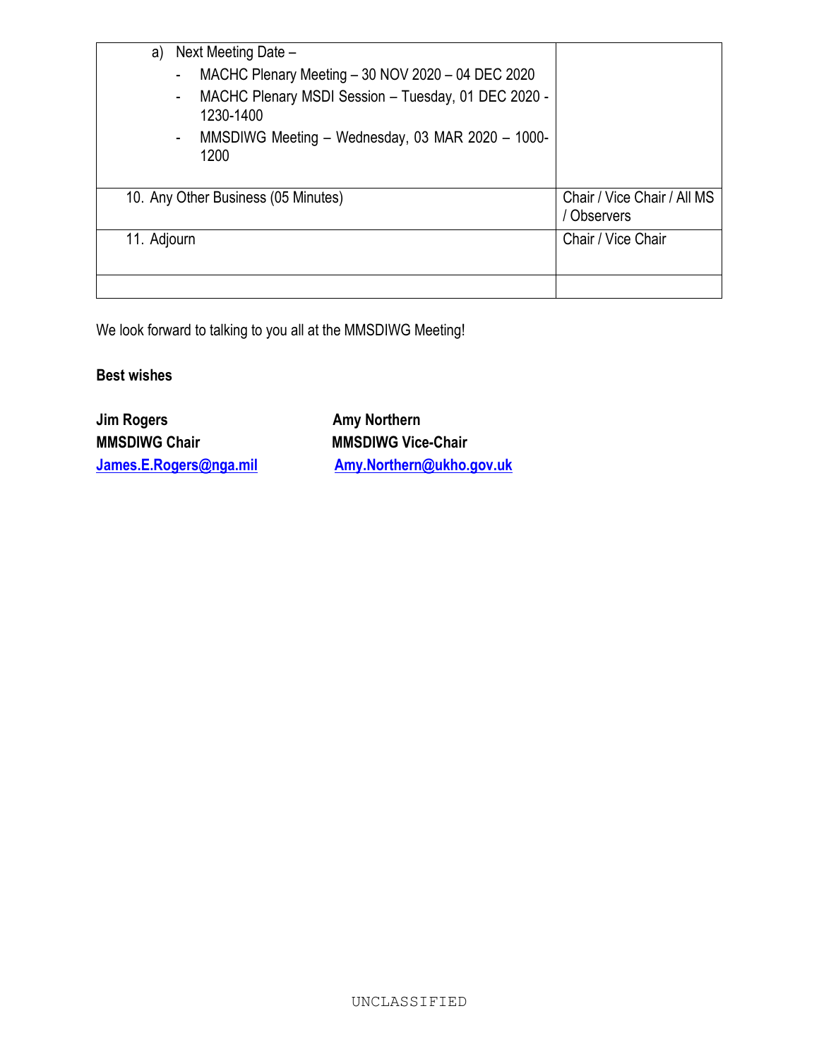| | |
|---|---|
| a) Next Meeting Date –<br>- MACHC Plenary Meeting – 30 NOV 2020 – 04 DEC 2020<br>- MACHC Plenary MSDI Session – Tuesday, 01 DEC 2020 - 1230-1400<br>- MMSDIWG Meeting – Wednesday, 03 MAR 2020 – 1000-1200 | |
| 10. Any Other Business (05 Minutes) | Chair / Vice Chair / All MS / Observers |
| 11. Adjourn | Chair / Vice Chair |
| | |

We look forward to talking to you all at the MMSDIWG Meeting!

**Best wishes**

**Jim Rogers**
**MMSDIWG Chair**
**James.E.Rogers@nga.mil**

**Amy Northern**
**MMSDIWG Vice-Chair**
**Amy.Northern@ukho.gov.uk**

UNCLASSIFIED